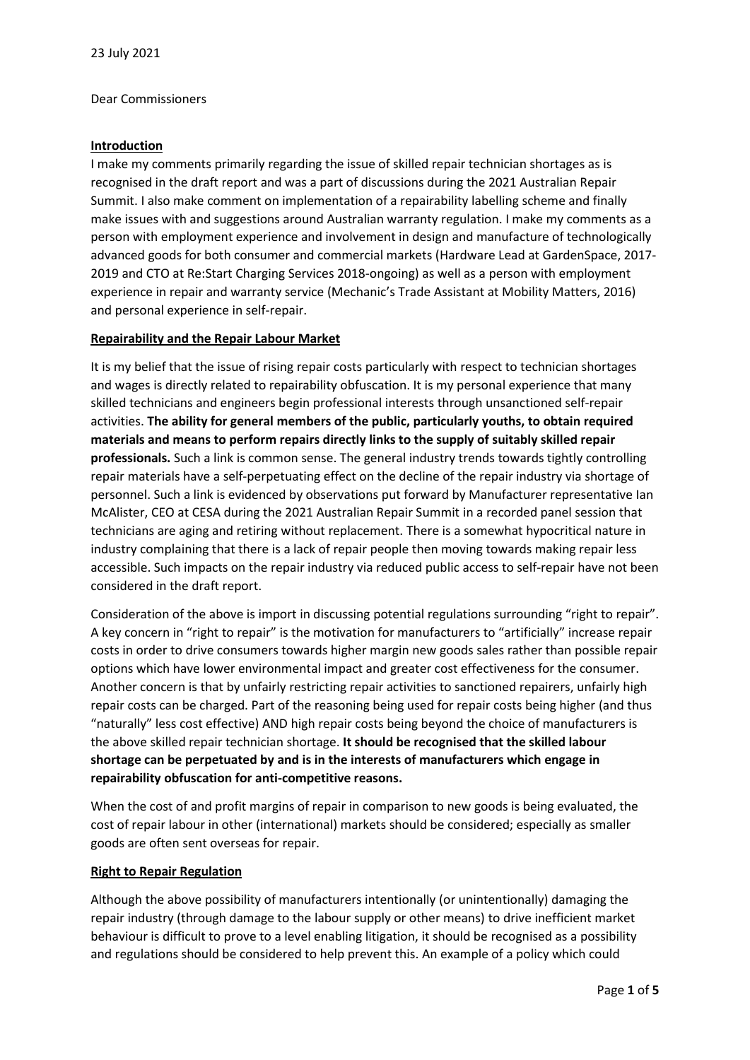23 July 2021

Dear Commissioners

**Introduction**

I make my comments primarily regarding the issue of skilled repair technician shortages as is recognised in the draft report and was a part of discussions during the 2021 Australian Repair Summit. I also make comment on implementation of a repairability labelling scheme and finally make issues with and suggestions around Australian warranty regulation. I make my comments as a person with employment experience and involvement in design and manufacture of technologically advanced goods for both consumer and commercial markets (Hardware Lead at GardenSpace, 2017-2019 and CTO at Re:Start Charging Services 2018-ongoing) as well as a person with employment experience in repair and warranty service (Mechanic's Trade Assistant at Mobility Matters, 2016) and personal experience in self-repair.

**Repairability and the Repair Labour Market**

It is my belief that the issue of rising repair costs particularly with respect to technician shortages and wages is directly related to repairability obfuscation. It is my personal experience that many skilled technicians and engineers begin professional interests through unsanctioned self-repair activities. **The ability for general members of the public, particularly youths, to obtain required materials and means to perform repairs directly links to the supply of suitably skilled repair professionals.** Such a link is common sense. The general industry trends towards tightly controlling repair materials have a self-perpetuating effect on the decline of the repair industry via shortage of personnel. Such a link is evidenced by observations put forward by Manufacturer representative Ian McAlister, CEO at CESA during the 2021 Australian Repair Summit in a recorded panel session that technicians are aging and retiring without replacement. There is a somewhat hypocritical nature in industry complaining that there is a lack of repair people then moving towards making repair less accessible. Such impacts on the repair industry via reduced public access to self-repair have not been considered in the draft report.

Consideration of the above is import in discussing potential regulations surrounding "right to repair". A key concern in "right to repair" is the motivation for manufacturers to "artificially" increase repair costs in order to drive consumers towards higher margin new goods sales rather than possible repair options which have lower environmental impact and greater cost effectiveness for the consumer. Another concern is that by unfairly restricting repair activities to sanctioned repairers, unfairly high repair costs can be charged. Part of the reasoning being used for repair costs being higher (and thus "naturally" less cost effective) AND high repair costs being beyond the choice of manufacturers is the above skilled repair technician shortage. **It should be recognised that the skilled labour shortage can be perpetuated by and is in the interests of manufacturers which engage in repairability obfuscation for anti-competitive reasons.**

When the cost of and profit margins of repair in comparison to new goods is being evaluated, the cost of repair labour in other (international) markets should be considered; especially as smaller goods are often sent overseas for repair.

**Right to Repair Regulation**

Although the above possibility of manufacturers intentionally (or unintentionally) damaging the repair industry (through damage to the labour supply or other means) to drive inefficient market behaviour is difficult to prove to a level enabling litigation, it should be recognised as a possibility and regulations should be considered to help prevent this. An example of a policy which could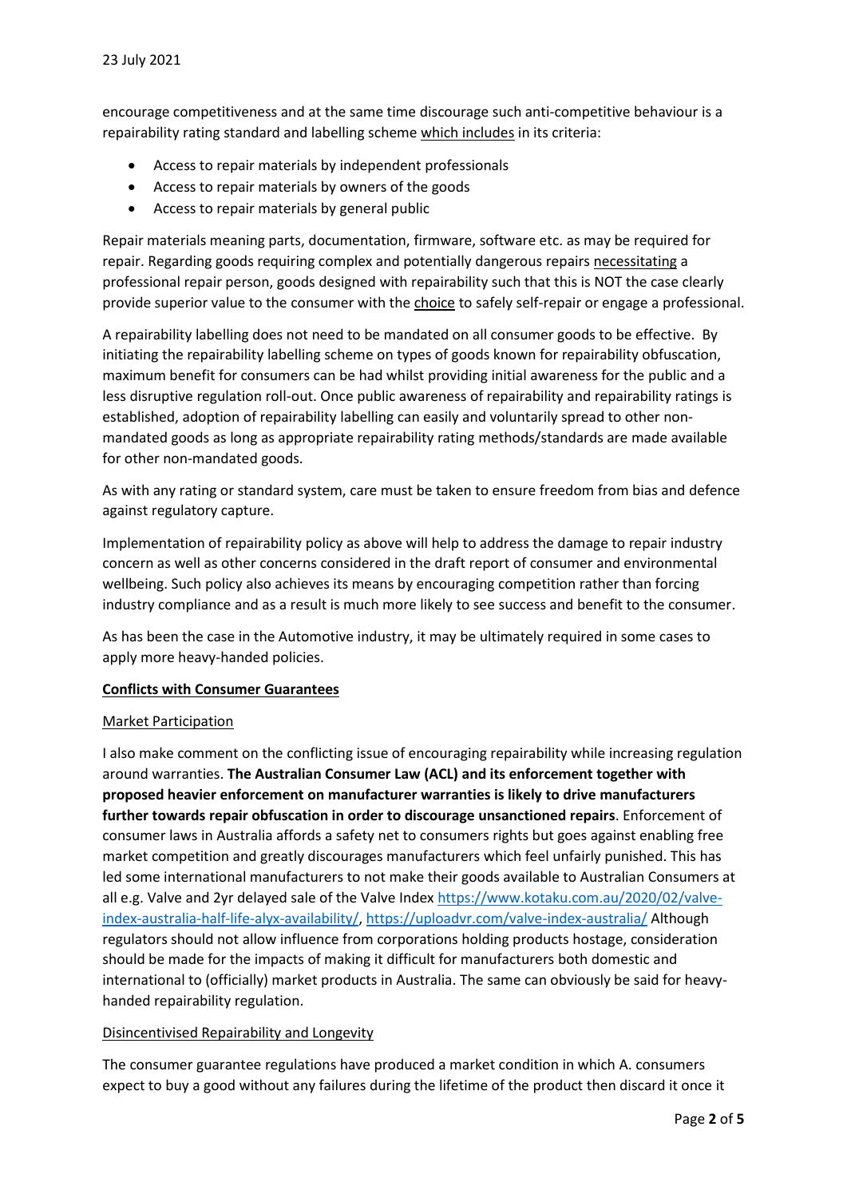encourage competitiveness and at the same time discourage such anti-competitive behaviour is a repairability rating standard and labelling scheme <u>which includes</u> in its criteria:

- Access to repair materials by independent professionals
- Access to repair materials by owners of the goods
- Access to repair materials by general public

Repair materials meaning parts, documentation, firmware, software etc. as may be required for repair. Regarding goods requiring complex and potentially dangerous repairs <u>necessitating</u> a professional repair person, goods designed with repairability such that this is NOT the case clearly provide superior value to the consumer with the <u>choice</u> to safely self-repair or engage a professional.

A repairability labelling does not need to be mandated on all consumer goods to be effective. By initiating the repairability labelling scheme on types of goods known for repairability obfuscation, maximum benefit for consumers can be had whilst providing initial awareness for the public and a less disruptive regulation roll-out. Once public awareness of repairability and repairability ratings is established, adoption of repairability labelling can easily and voluntarily spread to other non-mandated goods as long as appropriate repairability rating methods/standards are made available for other non-mandated goods.

As with any rating or standard system, care must be taken to ensure freedom from bias and defence against regulatory capture.

Implementation of repairability policy as above will help to address the damage to repair industry concern as well as other concerns considered in the draft report of consumer and environmental wellbeing. Such policy also achieves its means by encouraging competition rather than forcing industry compliance and as a result is much more likely to see success and benefit to the consumer.

As has been the case in the Automotive industry, it may be ultimately required in some cases to apply more heavy-handed policies.

**<u>Conflicts with Consumer Guarantees</u>**

<u>Market Participation</u>

I also make comment on the conflicting issue of encouraging repairability while increasing regulation around warranties. **The Australian Consumer Law (ACL) and its enforcement together with proposed heavier enforcement on manufacturer warranties is likely to drive manufacturers further towards repair obfuscation in order to discourage unsanctioned repairs**. Enforcement of consumer laws in Australia affords a safety net to consumers rights but goes against enabling free market competition and greatly discourages manufacturers which feel unfairly punished. This has led some international manufacturers to not make their goods available to Australian Consumers at all e.g. Valve and 2yr delayed sale of the Valve Index https://www.kotaku.com.au/2020/02/valve-index-australia-half-life-alyx-availability/, https://uploadvr.com/valve-index-australia/ Although regulators should not allow influence from corporations holding products hostage, consideration should be made for the impacts of making it difficult for manufacturers both domestic and international to (officially) market products in Australia. The same can obviously be said for heavy-handed repairability regulation.

<u>Disincentivised Repairability and Longevity</u>

The consumer guarantee regulations have produced a market condition in which A. consumers expect to buy a good without any failures during the lifetime of the product then discard it once it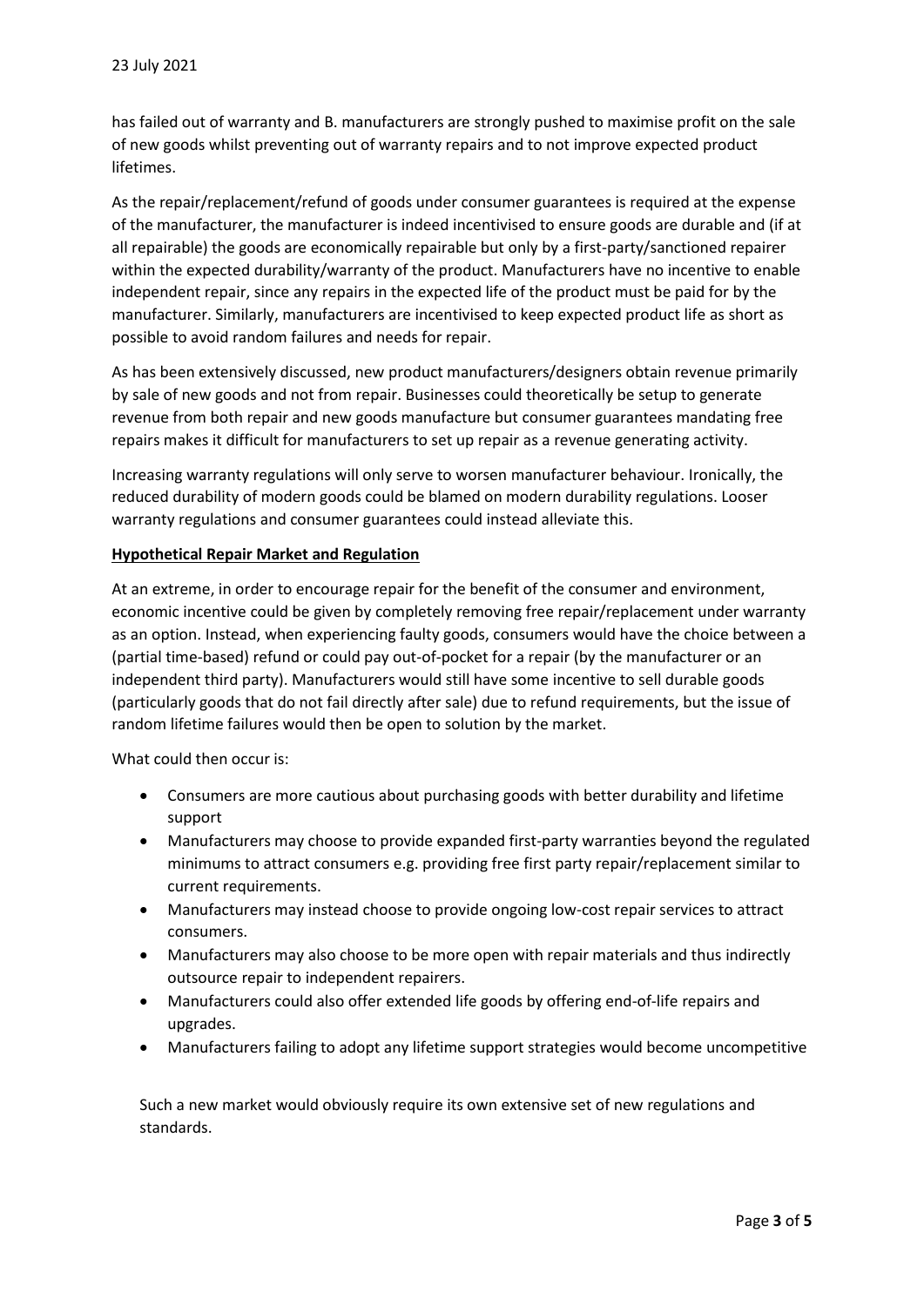has failed out of warranty and B. manufacturers are strongly pushed to maximise profit on the sale of new goods whilst preventing out of warranty repairs and to not improve expected product lifetimes.

As the repair/replacement/refund of goods under consumer guarantees is required at the expense of the manufacturer, the manufacturer is indeed incentivised to ensure goods are durable and (if at all repairable) the goods are economically repairable but only by a first-party/sanctioned repairer within the expected durability/warranty of the product. Manufacturers have no incentive to enable independent repair, since any repairs in the expected life of the product must be paid for by the manufacturer. Similarly, manufacturers are incentivised to keep expected product life as short as possible to avoid random failures and needs for repair.

As has been extensively discussed, new product manufacturers/designers obtain revenue primarily by sale of new goods and not from repair. Businesses could theoretically be setup to generate revenue from both repair and new goods manufacture but consumer guarantees mandating free repairs makes it difficult for manufacturers to set up repair as a revenue generating activity.

Increasing warranty regulations will only serve to worsen manufacturer behaviour. Ironically, the reduced durability of modern goods could be blamed on modern durability regulations. Looser warranty regulations and consumer guarantees could instead alleviate this.

**Hypothetical Repair Market and Regulation**

At an extreme, in order to encourage repair for the benefit of the consumer and environment, economic incentive could be given by completely removing free repair/replacement under warranty as an option. Instead, when experiencing faulty goods, consumers would have the choice between a (partial time-based) refund or could pay out-of-pocket for a repair (by the manufacturer or an independent third party). Manufacturers would still have some incentive to sell durable goods (particularly goods that do not fail directly after sale) due to refund requirements, but the issue of random lifetime failures would then be open to solution by the market.

What could then occur is:

- Consumers are more cautious about purchasing goods with better durability and lifetime support
- Manufacturers may choose to provide expanded first-party warranties beyond the regulated minimums to attract consumers e.g. providing free first party repair/replacement similar to current requirements.
- Manufacturers may instead choose to provide ongoing low-cost repair services to attract consumers.
- Manufacturers may also choose to be more open with repair materials and thus indirectly outsource repair to independent repairers.
- Manufacturers could also offer extended life goods by offering end-of-life repairs and upgrades.
- Manufacturers failing to adopt any lifetime support strategies would become uncompetitive

Such a new market would obviously require its own extensive set of new regulations and standards.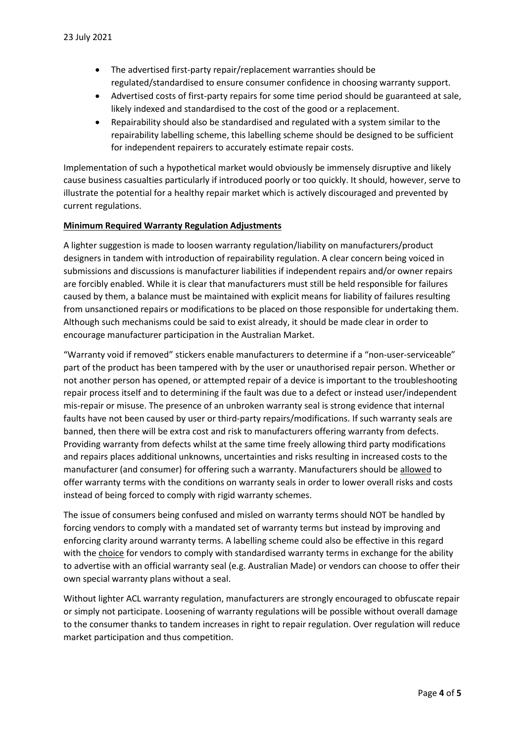- The advertised first-party repair/replacement warranties should be regulated/standardised to ensure consumer confidence in choosing warranty support.
- Advertised costs of first-party repairs for some time period should be guaranteed at sale, likely indexed and standardised to the cost of the good or a replacement.
- Repairability should also be standardised and regulated with a system similar to the repairability labelling scheme, this labelling scheme should be designed to be sufficient for independent repairers to accurately estimate repair costs.

Implementation of such a hypothetical market would obviously be immensely disruptive and likely cause business casualties particularly if introduced poorly or too quickly. It should, however, serve to illustrate the potential for a healthy repair market which is actively discouraged and prevented by current regulations.

## Minimum Required Warranty Regulation Adjustments

A lighter suggestion is made to loosen warranty regulation/liability on manufacturers/product designers in tandem with introduction of repairability regulation. A clear concern being voiced in submissions and discussions is manufacturer liabilities if independent repairs and/or owner repairs are forcibly enabled. While it is clear that manufacturers must still be held responsible for failures caused by them, a balance must be maintained with explicit means for liability of failures resulting from unsanctioned repairs or modifications to be placed on those responsible for undertaking them. Although such mechanisms could be said to exist already, it should be made clear in order to encourage manufacturer participation in the Australian Market.

"Warranty void if removed" stickers enable manufacturers to determine if a "non-user-serviceable" part of the product has been tampered with by the user or unauthorised repair person. Whether or not another person has opened, or attempted repair of a device is important to the troubleshooting repair process itself and to determining if the fault was due to a defect or instead user/independent mis-repair or misuse. The presence of an unbroken warranty seal is strong evidence that internal faults have not been caused by user or third-party repairs/modifications. If such warranty seals are banned, then there will be extra cost and risk to manufacturers offering warranty from defects. Providing warranty from defects whilst at the same time freely allowing third party modifications and repairs places additional unknowns, uncertainties and risks resulting in increased costs to the manufacturer (and consumer) for offering such a warranty. Manufacturers should be <u>allowed</u> to offer warranty terms with the conditions on warranty seals in order to lower overall risks and costs instead of being forced to comply with rigid warranty schemes.

The issue of consumers being confused and misled on warranty terms should NOT be handled by forcing vendors to comply with a mandated set of warranty terms but instead by improving and enforcing clarity around warranty terms. A labelling scheme could also be effective in this regard with the <u>choice</u> for vendors to comply with standardised warranty terms in exchange for the ability to advertise with an official warranty seal (e.g. Australian Made) or vendors can choose to offer their own special warranty plans without a seal.

Without lighter ACL warranty regulation, manufacturers are strongly encouraged to obfuscate repair or simply not participate. Loosening of warranty regulations will be possible without overall damage to the consumer thanks to tandem increases in right to repair regulation. Over regulation will reduce market participation and thus competition.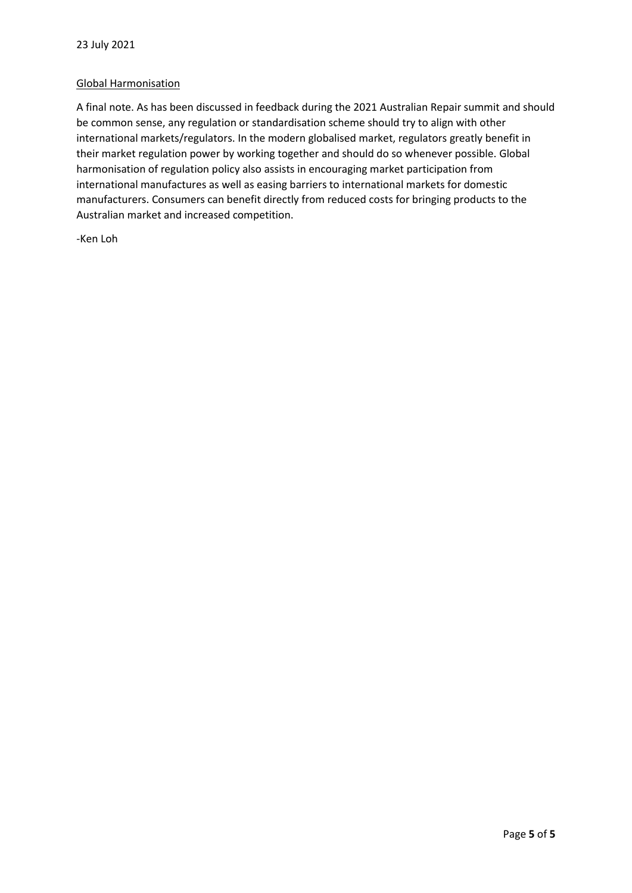23 July 2021

## Global Harmonisation

A final note. As has been discussed in feedback during the 2021 Australian Repair summit and should be common sense, any regulation or standardisation scheme should try to align with other international markets/regulators. In the modern globalised market, regulators greatly benefit in their market regulation power by working together and should do so whenever possible. Global harmonisation of regulation policy also assists in encouraging market participation from international manufactures as well as easing barriers to international markets for domestic manufacturers. Consumers can benefit directly from reduced costs for bringing products to the Australian market and increased competition.

-Ken Loh